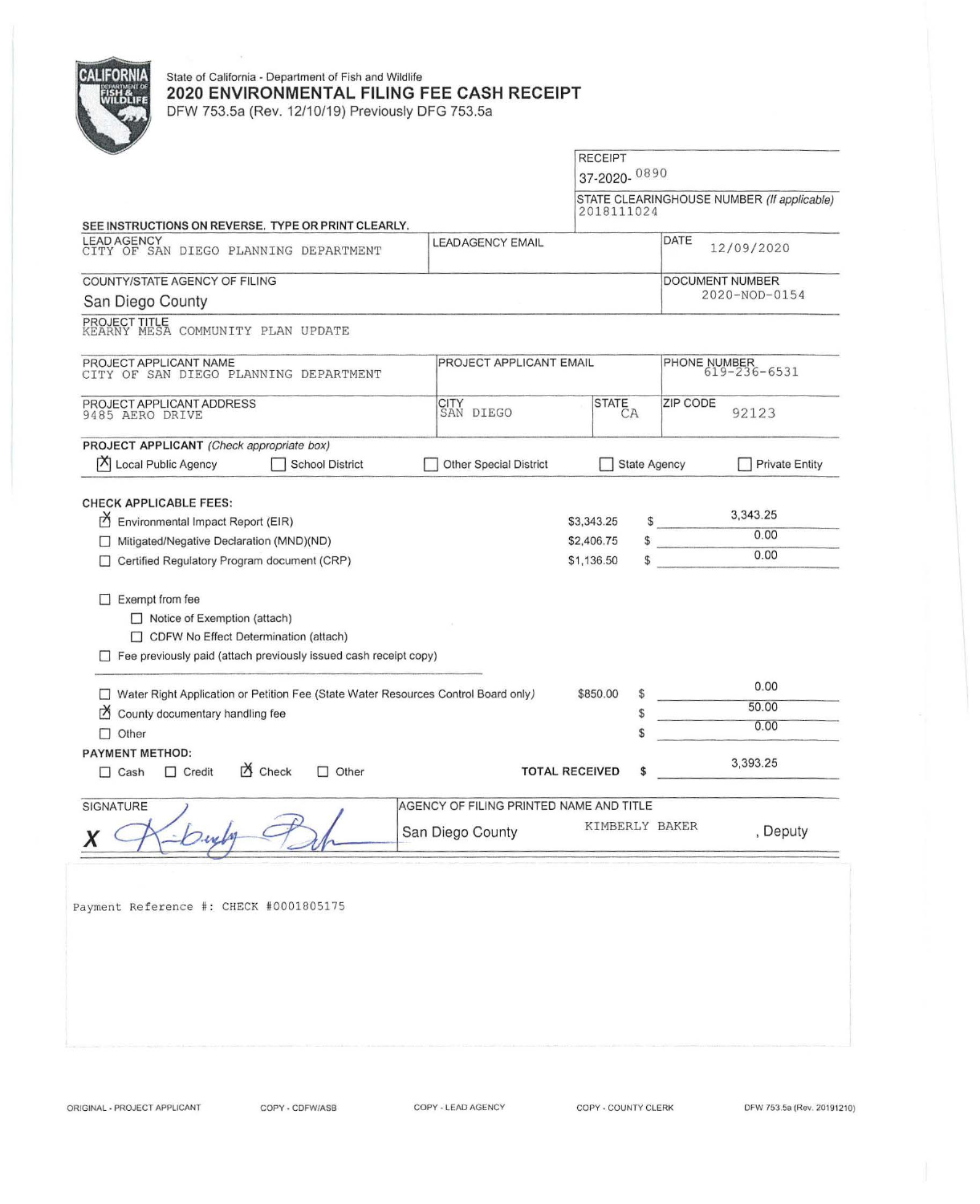State of California - Department of Fish and Wildlife

# 2020 ENVIRONMENTAL FILING FEE CASH RECEIPT

DFW 753.5a (Rev. 12/10/19) Previously DFG 753.5a

RECEIPT
37-2020- 0890

STATE CLEARINGHOUSE NUMBER *(If applicable)*
2018111024

**SEE INSTRUCTIONS ON REVERSE. TYPE OR PRINT CLEARLY.**

| LEAD AGENCY | LEAD AGENCY EMAIL | DATE |
|---|---|---|
| CITY OF SAN DIEGO PLANNING DEPARTMENT | | 12/09/2020 |

| COUNTY/STATE AGENCY OF FILING | DOCUMENT NUMBER |
|---|---|
| San Diego County | 2020-NOD-0154 |

PROJECT TITLE
KEARNY MESA COMMUNITY PLAN UPDATE

| PROJECT APPLICANT NAME | PROJECT APPLICANT EMAIL | PHONE NUMBER |
|---|---|---|
| CITY OF SAN DIEGO PLANNING DEPARTMENT | | 619-236-6531 |

| PROJECT APPLICANT ADDRESS | CITY | STATE | ZIP CODE |
|---|---|---|---|
| 9485 AERO DRIVE | SAN DIEGO | CA | 92123 |

**PROJECT APPLICANT** *(Check appropriate box)*

- [X] Local Public Agency
- [ ] School District
- [ ] Other Special District
- [ ] State Agency
- [ ] Private Entity

**CHECK APPLICABLE FEES:**

| | | |
|---|---|---|
| [X] Environmental Impact Report (EIR) | $3,343.25 | $ 3,343.25 |
| [ ] Mitigated/Negative Declaration (MND)(ND) | $2,406.75 | $ 0.00 |
| [ ] Certified Regulatory Program document (CRP) | $1,136.50 | $ 0.00 |

- [ ] Exempt from fee
  - [ ] Notice of Exemption (attach)
  - [ ] CDFW No Effect Determination (attach)
- [ ] Fee previously paid (attach previously issued cash receipt copy)

| | | |
|---|---|---|
| [ ] Water Right Application or Petition Fee (State Water Resources Control Board only) | $850.00 | $ 0.00 |
| [X] County documentary handling fee | | $ 50.00 |
| [ ] Other | | $ 0.00 |

**PAYMENT METHOD:**

- [ ] Cash
- [ ] Credit
- [X] Check
- [ ] Other

**TOTAL RECEIVED** $ 3,393.25

| SIGNATURE | AGENCY OF FILING PRINTED NAME AND TITLE |
|---|---|
| X (signature) | San Diego County KIMBERLY BAKER, Deputy |

Payment Reference #: CHECK #0001805175

ORIGINAL - PROJECT APPLICANT    COPY - CDFW/ASB    COPY - LEAD AGENCY    COPY - COUNTY CLERK    DFW 753.5a (Rev. 20191210)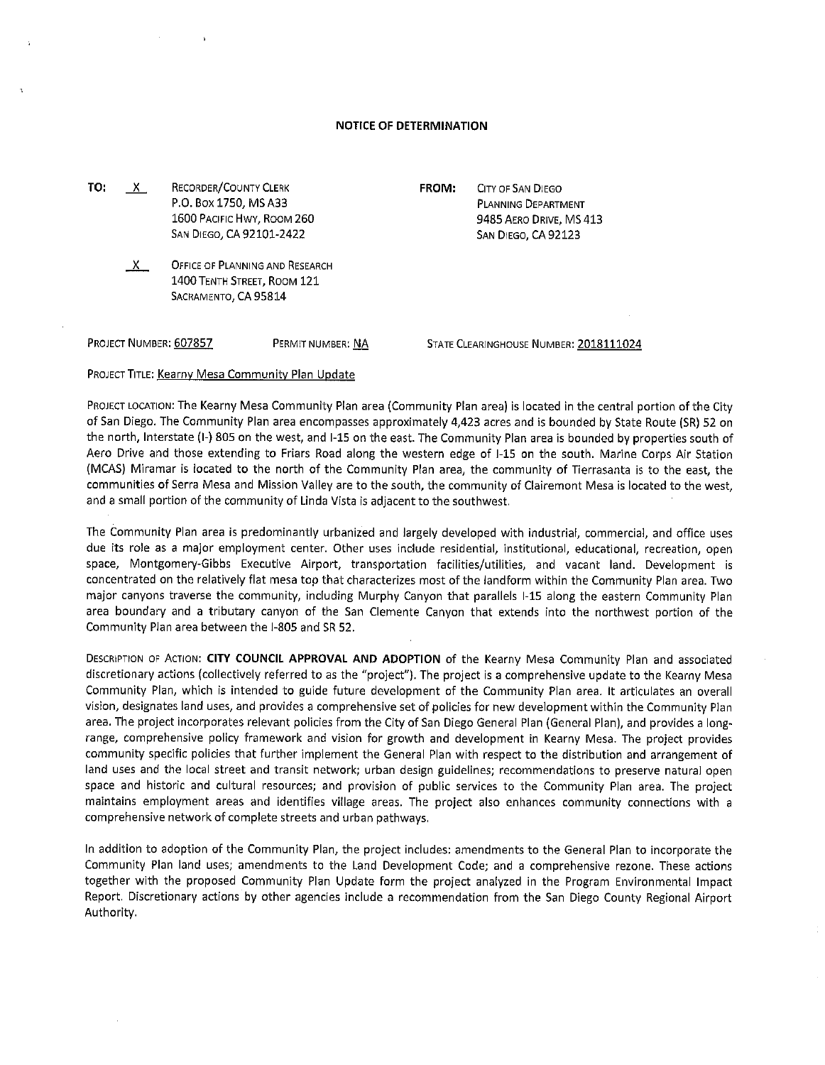# NOTICE OF DETERMINATION

**TO:** X RECORDER/COUNTY CLERK
P.O. BOX 1750, MS A33
1600 PACIFIC HWY, ROOM 260
SAN DIEGO, CA 92101-2422

X OFFICE OF PLANNING AND RESEARCH
1400 TENTH STREET, ROOM 121
SACRAMENTO, CA 95814

**FROM:** CITY OF SAN DIEGO
PLANNING DEPARTMENT
9485 AERO DRIVE, MS 413
SAN DIEGO, CA 92123

PROJECT NUMBER: 607857 PERMIT NUMBER: NA STATE CLEARINGHOUSE NUMBER: 2018111024

PROJECT TITLE: Kearny Mesa Community Plan Update

PROJECT LOCATION: The Kearny Mesa Community Plan area (Community Plan area) is located in the central portion of the City of San Diego. The Community Plan area encompasses approximately 4,423 acres and is bounded by State Route (SR) 52 on the north, Interstate (I-) 805 on the west, and I-15 on the east. The Community Plan area is bounded by properties south of Aero Drive and those extending to Friars Road along the western edge of I-15 on the south. Marine Corps Air Station (MCAS) Miramar is located to the north of the Community Plan area, the community of Tierrasanta is to the east, the communities of Serra Mesa and Mission Valley are to the south, the community of Clairemont Mesa is located to the west, and a small portion of the community of Linda Vista is adjacent to the southwest.

The Community Plan area is predominantly urbanized and largely developed with industrial, commercial, and office uses due its role as a major employment center. Other uses include residential, institutional, educational, recreation, open space, Montgomery-Gibbs Executive Airport, transportation facilities/utilities, and vacant land. Development is concentrated on the relatively flat mesa top that characterizes most of the landform within the Community Plan area. Two major canyons traverse the community, including Murphy Canyon that parallels I-15 along the eastern Community Plan area boundary and a tributary canyon of the San Clemente Canyon that extends into the northwest portion of the Community Plan area between the I-805 and SR 52.

DESCRIPTION OF ACTION: **CITY COUNCIL APPROVAL AND ADOPTION** of the Kearny Mesa Community Plan and associated discretionary actions (collectively referred to as the "project"). The project is a comprehensive update to the Kearny Mesa Community Plan, which is intended to guide future development of the Community Plan area. It articulates an overall vision, designates land uses, and provides a comprehensive set of policies for new development within the Community Plan area. The project incorporates relevant policies from the City of San Diego General Plan (General Plan), and provides a long-range, comprehensive policy framework and vision for growth and development in Kearny Mesa. The project provides community specific policies that further implement the General Plan with respect to the distribution and arrangement of land uses and the local street and transit network; urban design guidelines; recommendations to preserve natural open space and historic and cultural resources; and provision of public services to the Community Plan area. The project maintains employment areas and identifies village areas. The project also enhances community connections with a comprehensive network of complete streets and urban pathways.

In addition to adoption of the Community Plan, the project includes: amendments to the General Plan to incorporate the Community Plan land uses; amendments to the Land Development Code; and a comprehensive rezone. These actions together with the proposed Community Plan Update form the project analyzed in the Program Environmental Impact Report. Discretionary actions by other agencies include a recommendation from the San Diego County Regional Airport Authority.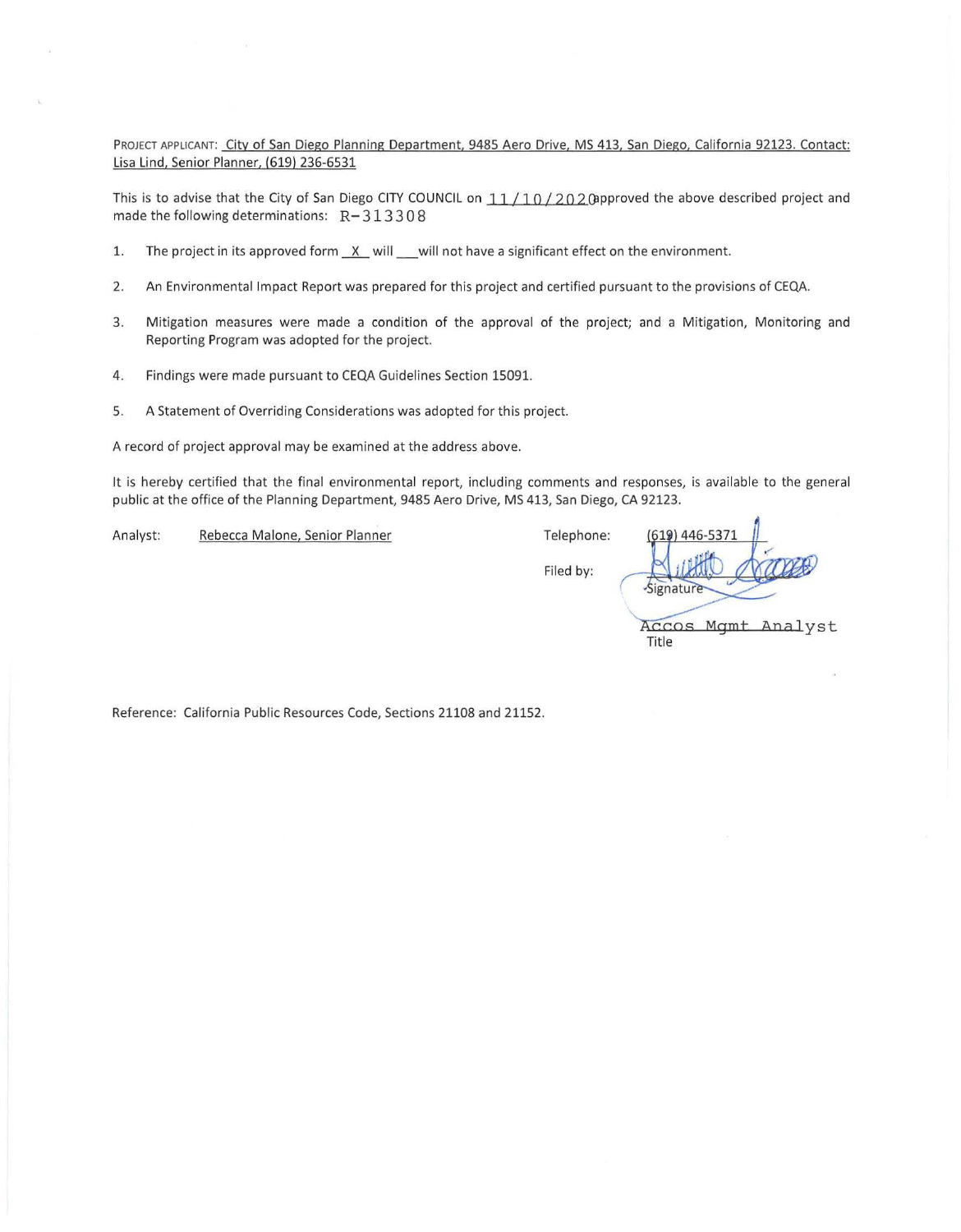PROJECT APPLICANT: City of San Diego Planning Department, 9485 Aero Drive, MS 413, San Diego, California 92123. Contact: Lisa Lind, Senior Planner, (619) 236-6531

This is to advise that the City of San Diego CITY COUNCIL on 11/10/2020 approved the above described project and made the following determinations: R-313308

1. The project in its approved form _X_ will ___ will not have a significant effect on the environment.
2. An Environmental Impact Report was prepared for this project and certified pursuant to the provisions of CEQA.
3. Mitigation measures were made a condition of the approval of the project; and a Mitigation, Monitoring and Reporting Program was adopted for the project.
4. Findings were made pursuant to CEQA Guidelines Section 15091.
5. A Statement of Overriding Considerations was adopted for this project.

A record of project approval may be examined at the address above.

It is hereby certified that the final environmental report, including comments and responses, is available to the general public at the office of the Planning Department, 9485 Aero Drive, MS 413, San Diego, CA 92123.

Analyst: Rebecca Malone, Senior Planner

Telephone: (619) 446-5371

Filed by: [Signature]
Signature

Accos Mgmt Analyst
Title

Reference: California Public Resources Code, Sections 21108 and 21152.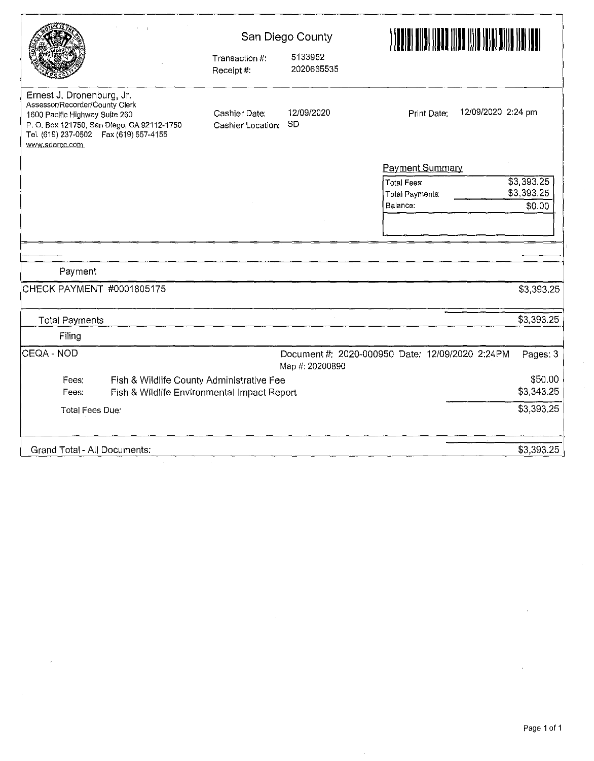San Diego County

Transaction #: 5133952
Receipt #: 2020665535

Ernest J. Dronenburg, Jr.
Assessor/Recorder/County Clerk
1600 Pacific Highway Suite 260
P. O. Box 121750, San Diego, CA 92112-1750
Tel. (619) 237-0502 Fax (619) 557-4155
www.sdarcc.com

Cashier Date: 12/09/2020
Cashier Location: SD

Print Date: 12/09/2020 2:24 pm

**Payment Summary**

| | |
|---|---|
| Total Fees: | $3,393.25 |
| Total Payments: | $3,393.25 |
| Balance: | $0.00 |

Payment

| | |
|---|---|
| CHECK PAYMENT #0001805175 | $3,393.25 |
| Total Payments | $3,393.25 |

Filing

CEQA - NOD — Document #: 2020-000950 Date: 12/09/2020 2:24PM — Pages: 3
Map #: 20200890

| | | |
|---|---|---|
| Fees: | Fish & Wildlife County Administrative Fee | $50.00 |
| Fees: | Fish & Wildlife Environmental Impact Report | $3,343.25 |
| Total Fees Due: | | $3,393.25 |

Grand Total - All Documents: $3,393.25